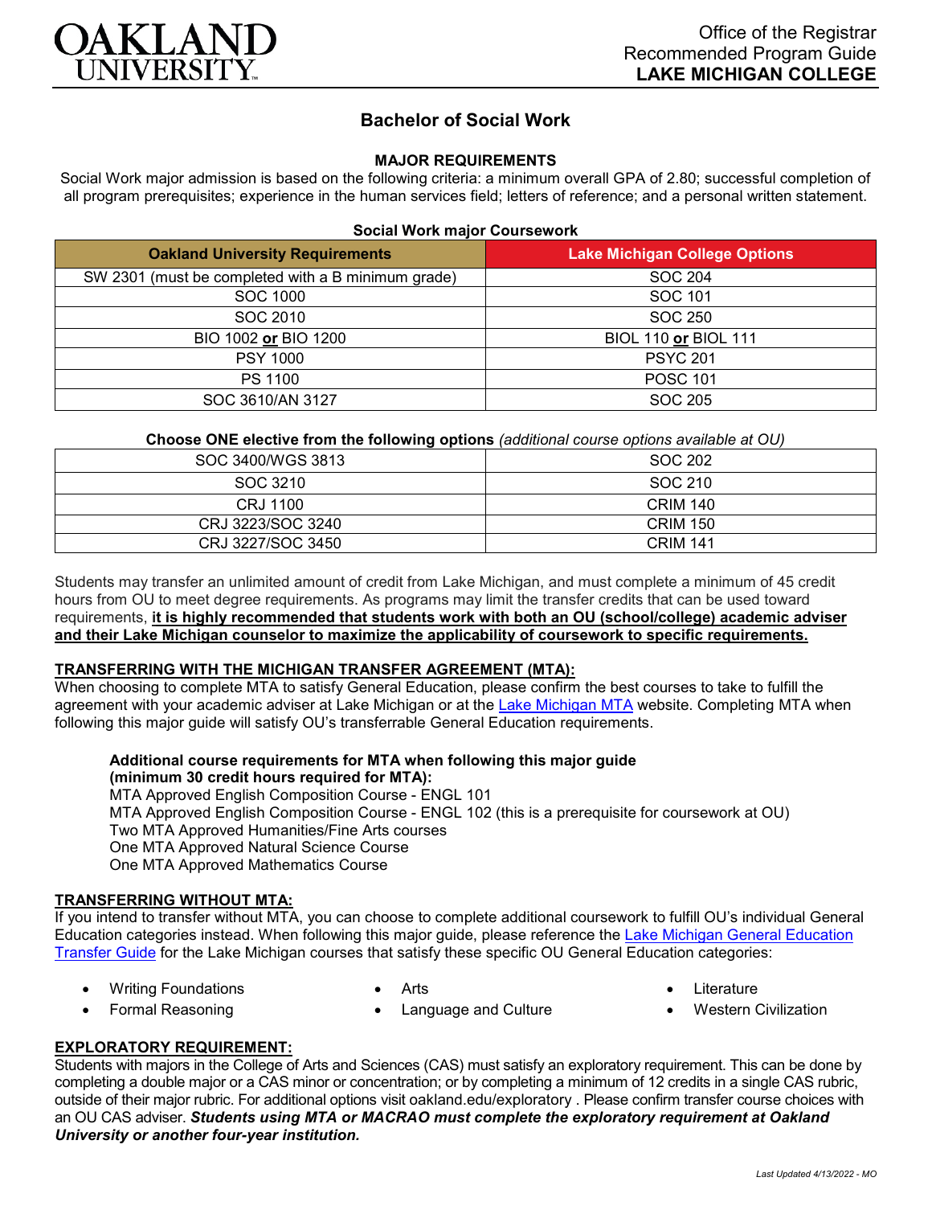Office of the Registrar
Recommended Program Guide
**LAKE MICHIGAN COLLEGE**

# Bachelor of Social Work

## MAJOR REQUIREMENTS

Social Work major admission is based on the following criteria: a minimum overall GPA of 2.80; successful completion of all program prerequisites; experience in the human services field; letters of reference; and a personal written statement.

**Social Work major Coursework**

| Oakland University Requirements | Lake Michigan College Options |
|---|---|
| SW 2301 (must be completed with a B minimum grade) | SOC 204 |
| SOC 1000 | SOC 101 |
| SOC 2010 | SOC 250 |
| BIO 1002 **or** BIO 1200 | BIOL 110 **or** BIOL 111 |
| PSY 1000 | PSYC 201 |
| PS 1100 | POSC 101 |
| SOC 3610/AN 3127 | SOC 205 |

**Choose ONE elective from the following options** *(additional course options available at OU)*

| | |
|---|---|
| SOC 3400/WGS 3813 | SOC 202 |
| SOC 3210 | SOC 210 |
| CRJ 1100 | CRIM 140 |
| CRJ 3223/SOC 3240 | CRIM 150 |
| CRJ 3227/SOC 3450 | CRIM 141 |

Students may transfer an unlimited amount of credit from Lake Michigan, and must complete a minimum of 45 credit hours from OU to meet degree requirements. As programs may limit the transfer credits that can be used toward requirements, **it is highly recommended that students work with both an OU (school/college) academic adviser and their Lake Michigan counselor to maximize the applicability of coursework to specific requirements.**

### TRANSFERRING WITH THE MICHIGAN TRANSFER AGREEMENT (MTA):

When choosing to complete MTA to satisfy General Education, please confirm the best courses to take to fulfill the agreement with your academic adviser at Lake Michigan or at the Lake Michigan MTA website. Completing MTA when following this major guide will satisfy OU's transferrable General Education requirements.

**Additional course requirements for MTA when following this major guide (minimum 30 credit hours required for MTA):**
MTA Approved English Composition Course - ENGL 101
MTA Approved English Composition Course - ENGL 102 (this is a prerequisite for coursework at OU)
Two MTA Approved Humanities/Fine Arts courses
One MTA Approved Natural Science Course
One MTA Approved Mathematics Course

### TRANSFERRING WITHOUT MTA:

If you intend to transfer without MTA, you can choose to complete additional coursework to fulfill OU's individual General Education categories instead. When following this major guide, please reference the Lake Michigan General Education Transfer Guide for the Lake Michigan courses that satisfy these specific OU General Education categories:

- Writing Foundations
- Formal Reasoning
- Arts
- Language and Culture
- Literature
- Western Civilization

### EXPLORATORY REQUIREMENT:

Students with majors in the College of Arts and Sciences (CAS) must satisfy an exploratory requirement. This can be done by completing a double major or a CAS minor or concentration; or by completing a minimum of 12 credits in a single CAS rubric, outside of their major rubric. For additional options visit oakland.edu/exploratory . Please confirm transfer course choices with an OU CAS adviser. ***Students using MTA or MACRAO must complete the exploratory requirement at Oakland University or another four-year institution.***

*Last Updated 4/13/2022 - MO*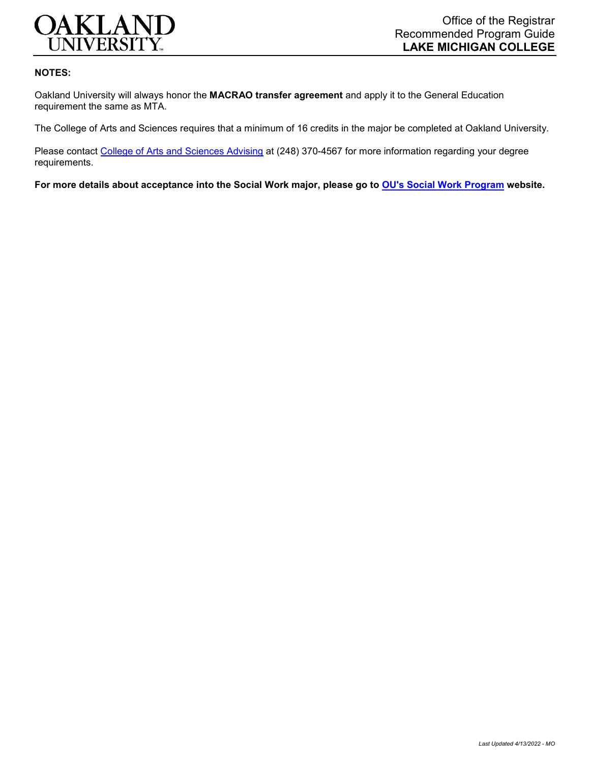**NOTES:**

Oakland University will always honor the **MACRAO transfer agreement** and apply it to the General Education requirement the same as MTA.

The College of Arts and Sciences requires that a minimum of 16 credits in the major be completed at Oakland University.

Please contact College of Arts and Sciences Advising at (248) 370-4567 for more information regarding your degree requirements.

**For more details about acceptance into the Social Work major, please go to OU's Social Work Program website.**

*Last Updated 4/13/2022 - MO*